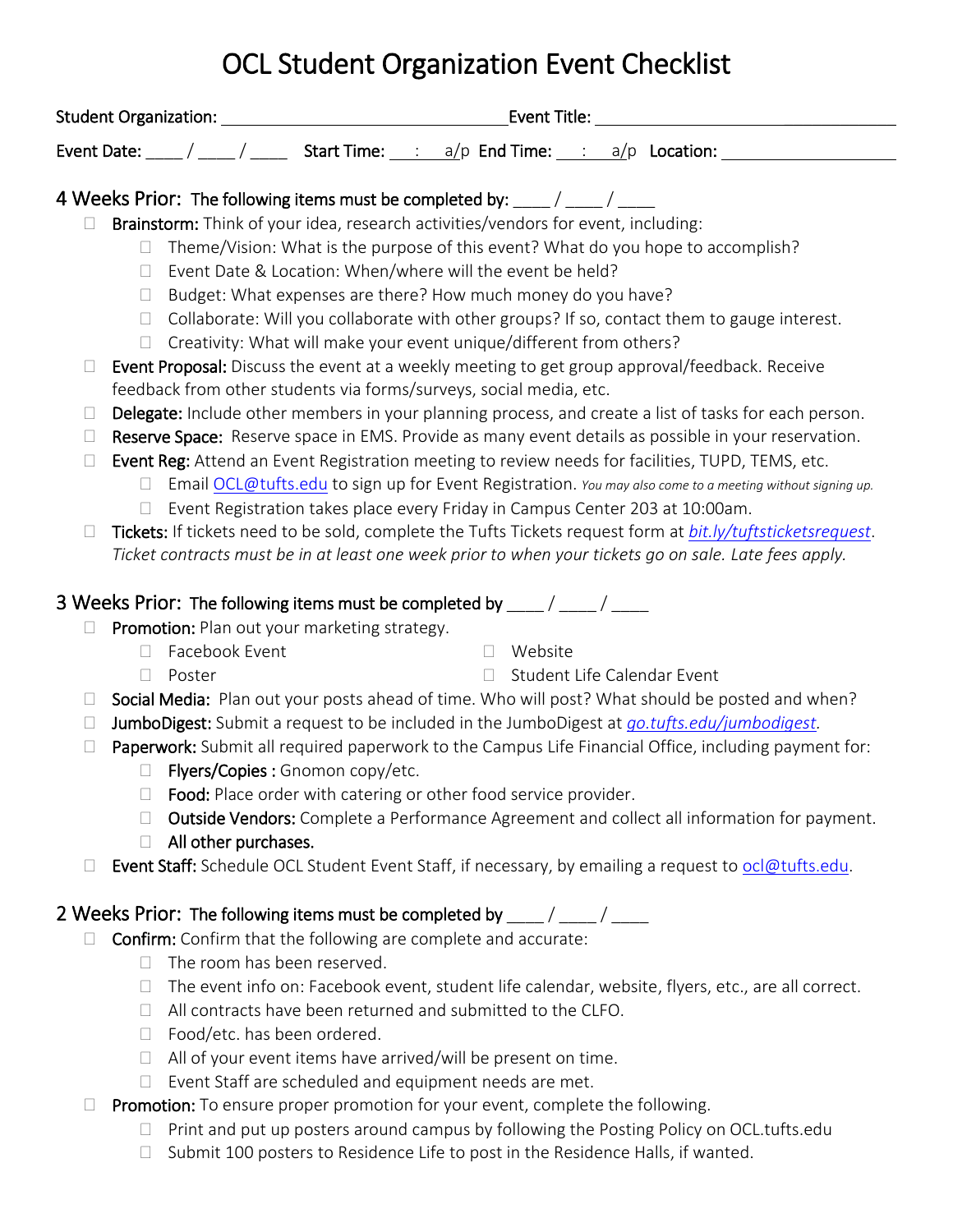# OCL Student Organization Event Checklist

Student Organization: ________________________________ Event Title: ________________________________

Event Date: ____ / ____ / ____ Start Time: ___:___ a/p End Time: ___:___ a/p Location: ____________________

## 4 Weeks Prior: The following items must be completed by: ____ / ____ / ____

- ☐ **Brainstorm:** Think of your idea, research activities/vendors for event, including:
  - ☐ Theme/Vision: What is the purpose of this event? What do you hope to accomplish?
  - ☐ Event Date & Location: When/where will the event be held?
  - ☐ Budget: What expenses are there? How much money do you have?
  - ☐ Collaborate: Will you collaborate with other groups? If so, contact them to gauge interest.
  - ☐ Creativity: What will make your event unique/different from others?
- ☐ **Event Proposal:** Discuss the event at a weekly meeting to get group approval/feedback. Receive feedback from other students via forms/surveys, social media, etc.
- ☐ **Delegate:** Include other members in your planning process, and create a list of tasks for each person.
- ☐ **Reserve Space:** Reserve space in EMS. Provide as many event details as possible in your reservation.
- ☐ **Event Reg:** Attend an Event Registration meeting to review needs for facilities, TUPD, TEMS, etc.
  - ☐ Email OCL@tufts.edu to sign up for Event Registration. *You may also come to a meeting without signing up.*
  - ☐ Event Registration takes place every Friday in Campus Center 203 at 10:00am.
- ☐ **Tickets:** If tickets need to be sold, complete the Tufts Tickets request form at *bit.ly/tuftsticketsrequest*. *Ticket contracts must be in at least one week prior to when your tickets go on sale. Late fees apply.*

## 3 Weeks Prior: The following items must be completed by ____ / ____ / ____

- ☐ **Promotion:** Plan out your marketing strategy.
  - ☐ Facebook Event
  - ☐ Poster
  - ☐ Website
  - ☐ Student Life Calendar Event
- ☐ **Social Media:** Plan out your posts ahead of time. Who will post? What should be posted and when?
- ☐ **JumboDigest:** Submit a request to be included in the JumboDigest at *go.tufts.edu/jumbodigest*.
- ☐ **Paperwork:** Submit all required paperwork to the Campus Life Financial Office, including payment for:
  - ☐ **Flyers/Copies :** Gnomon copy/etc.
  - ☐ **Food:** Place order with catering or other food service provider.
  - ☐ **Outside Vendors:** Complete a Performance Agreement and collect all information for payment.
  - ☐ **All other purchases.**
- ☐ **Event Staff:** Schedule OCL Student Event Staff, if necessary, by emailing a request to ocl@tufts.edu.

## 2 Weeks Prior: The following items must be completed by ____ / ____ / ____

- ☐ **Confirm:** Confirm that the following are complete and accurate:
  - ☐ The room has been reserved.
  - ☐ The event info on: Facebook event, student life calendar, website, flyers, etc., are all correct.
  - ☐ All contracts have been returned and submitted to the CLFO.
  - ☐ Food/etc. has been ordered.
  - ☐ All of your event items have arrived/will be present on time.
  - ☐ Event Staff are scheduled and equipment needs are met.
- ☐ **Promotion:** To ensure proper promotion for your event, complete the following.
  - ☐ Print and put up posters around campus by following the Posting Policy on OCL.tufts.edu
  - ☐ Submit 100 posters to Residence Life to post in the Residence Halls, if wanted.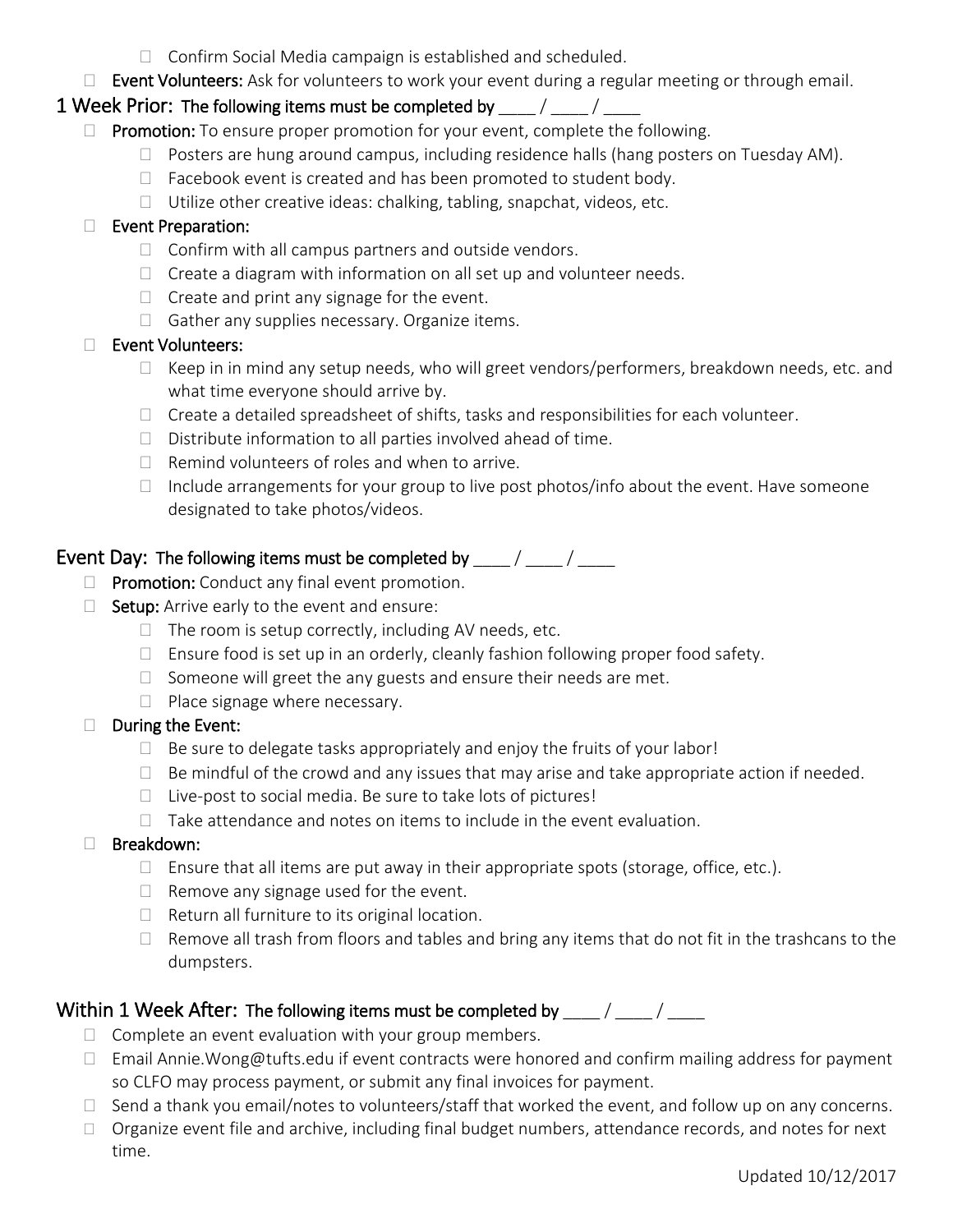- Confirm Social Media campaign is established and scheduled.
- **Event Volunteers:** Ask for volunteers to work your event during a regular meeting or through email.

## 1 Week Prior: The following items must be completed by ____ / ____ / ____

- **Promotion:** To ensure proper promotion for your event, complete the following.
  - Posters are hung around campus, including residence halls (hang posters on Tuesday AM).
  - Facebook event is created and has been promoted to student body.
  - Utilize other creative ideas: chalking, tabling, snapchat, videos, etc.
- **Event Preparation:**
  - Confirm with all campus partners and outside vendors.
  - Create a diagram with information on all set up and volunteer needs.
  - Create and print any signage for the event.
  - Gather any supplies necessary. Organize items.
- **Event Volunteers:**
  - Keep in in mind any setup needs, who will greet vendors/performers, breakdown needs, etc. and what time everyone should arrive by.
  - Create a detailed spreadsheet of shifts, tasks and responsibilities for each volunteer.
  - Distribute information to all parties involved ahead of time.
  - Remind volunteers of roles and when to arrive.
  - Include arrangements for your group to live post photos/info about the event. Have someone designated to take photos/videos.

## Event Day: The following items must be completed by ____ / ____ / ____

- **Promotion:** Conduct any final event promotion.
- **Setup:** Arrive early to the event and ensure:
  - The room is setup correctly, including AV needs, etc.
  - Ensure food is set up in an orderly, cleanly fashion following proper food safety.
  - Someone will greet the any guests and ensure their needs are met.
  - Place signage where necessary.
- **During the Event:**
  - Be sure to delegate tasks appropriately and enjoy the fruits of your labor!
  - Be mindful of the crowd and any issues that may arise and take appropriate action if needed.
  - Live-post to social media. Be sure to take lots of pictures!
  - Take attendance and notes on items to include in the event evaluation.
- **Breakdown:**
  - Ensure that all items are put away in their appropriate spots (storage, office, etc.).
  - Remove any signage used for the event.
  - Return all furniture to its original location.
  - Remove all trash from floors and tables and bring any items that do not fit in the trashcans to the dumpsters.

## Within 1 Week After: The following items must be completed by ____ / ____ / ____

- Complete an event evaluation with your group members.
- Email Annie.Wong@tufts.edu if event contracts were honored and confirm mailing address for payment so CLFO may process payment, or submit any final invoices for payment.
- Send a thank you email/notes to volunteers/staff that worked the event, and follow up on any concerns.
- Organize event file and archive, including final budget numbers, attendance records, and notes for next time.

Updated 10/12/2017